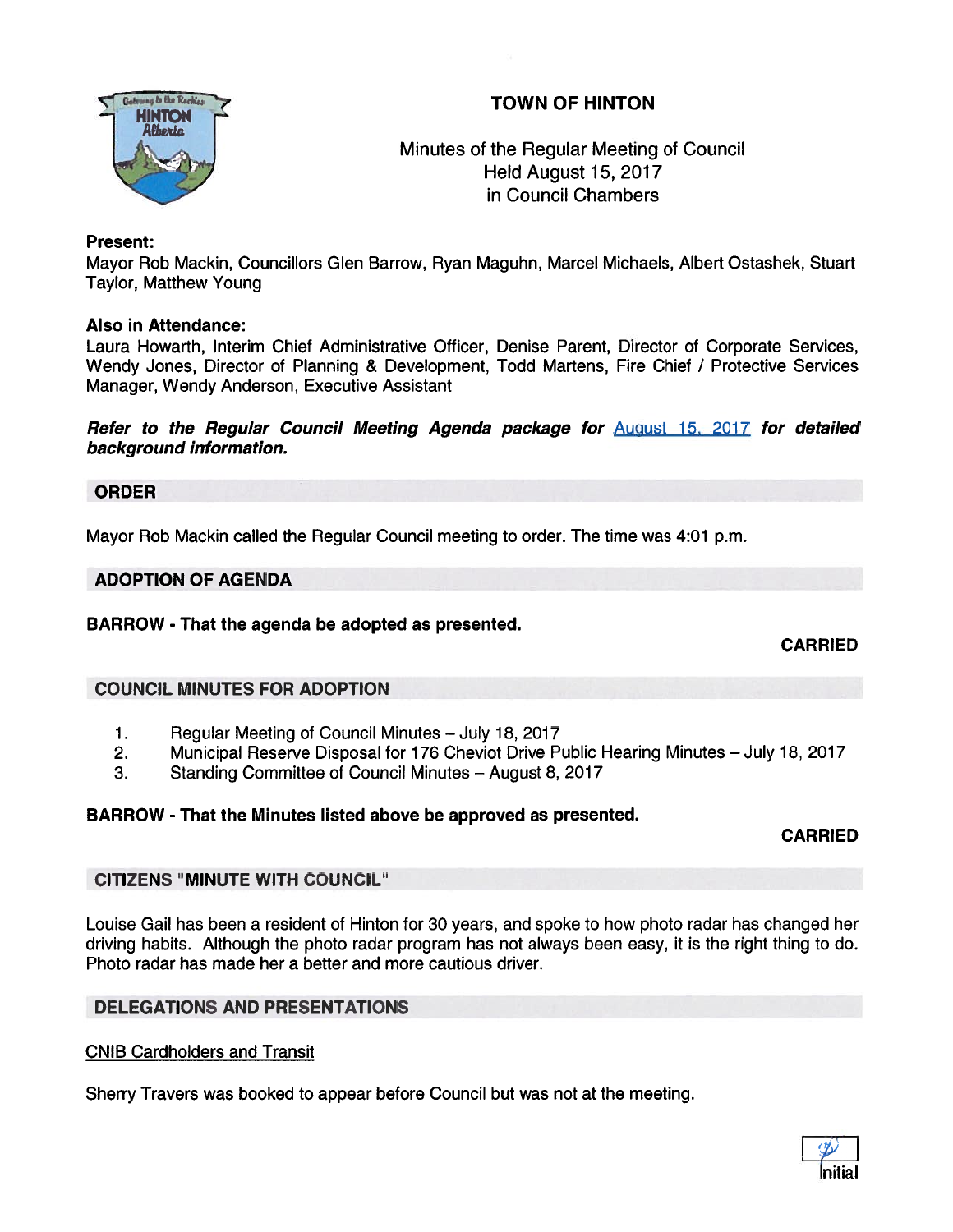# TOWN OF HINTON

Minutes of the Regular Meeting of Council
Held August 15, 2017
in Council Chambers

**Present:**
Mayor Rob Mackin, Councillors Glen Barrow, Ryan Maguhn, Marcel Michaels, Albert Ostashek, Stuart Taylor, Matthew Young

**Also in Attendance:**
Laura Howarth, Interim Chief Administrative Officer, Denise Parent, Director of Corporate Services, Wendy Jones, Director of Planning & Development, Todd Martens, Fire Chief / Protective Services Manager, Wendy Anderson, Executive Assistant

***Refer to the Regular Council Meeting Agenda package for August 15, 2017 for detailed background information.***

## ORDER

Mayor Rob Mackin called the Regular Council meeting to order. The time was 4:01 p.m.

## ADOPTION OF AGENDA

**BARROW - That the agenda be adopted as presented.**

**CARRIED**

## COUNCIL MINUTES FOR ADOPTION

1. Regular Meeting of Council Minutes – July 18, 2017
2. Municipal Reserve Disposal for 176 Cheviot Drive Public Hearing Minutes – July 18, 2017
3. Standing Committee of Council Minutes – August 8, 2017

**BARROW - That the Minutes listed above be approved as presented.**

**CARRIED**

## CITIZENS "MINUTE WITH COUNCIL"

Louise Gail has been a resident of Hinton for 30 years, and spoke to how photo radar has changed her driving habits. Although the photo radar program has not always been easy, it is the right thing to do. Photo radar has made her a better and more cautious driver.

## DELEGATIONS AND PRESENTATIONS

CNIB Cardholders and Transit

Sherry Travers was booked to appear before Council but was not at the meeting.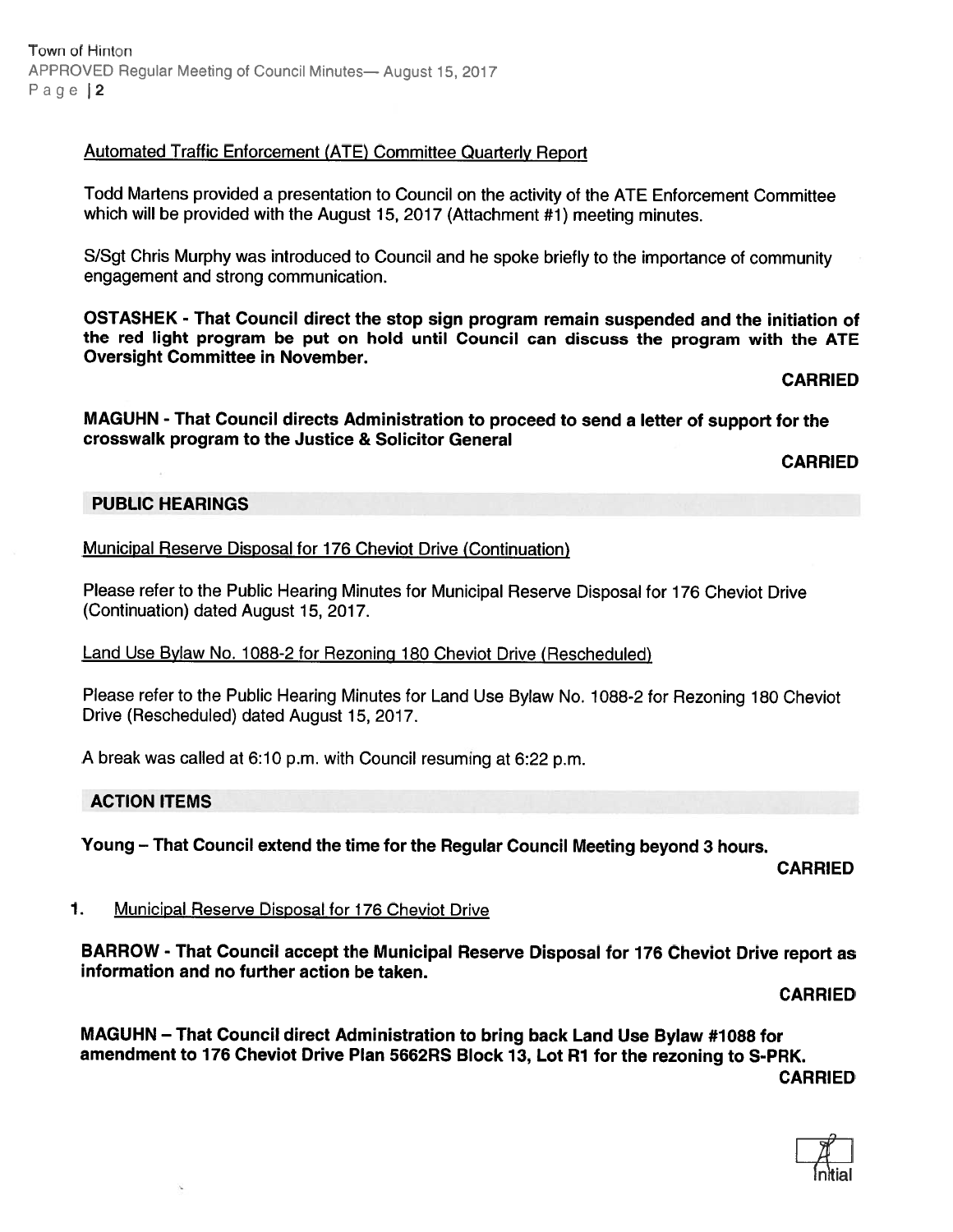Automated Traffic Enforcement (ATE) Committee Quarterly Report

Todd Martens provided a presentation to Council on the activity of the ATE Enforcement Committee which will be provided with the August 15, 2017 (Attachment #1) meeting minutes.

S/Sgt Chris Murphy was introduced to Council and he spoke briefly to the importance of community engagement and strong communication.

**OSTASHEK - That Council direct the stop sign program remain suspended and the initiation of the red light program be put on hold until Council can discuss the program with the ATE Oversight Committee in November.**

**CARRIED**

**MAGUHN - That Council directs Administration to proceed to send a letter of support for the crosswalk program to the Justice & Solicitor General**

**CARRIED**

## PUBLIC HEARINGS

Municipal Reserve Disposal for 176 Cheviot Drive (Continuation)

Please refer to the Public Hearing Minutes for Municipal Reserve Disposal for 176 Cheviot Drive (Continuation) dated August 15, 2017.

Land Use Bylaw No. 1088-2 for Rezoning 180 Cheviot Drive (Rescheduled)

Please refer to the Public Hearing Minutes for Land Use Bylaw No. 1088-2 for Rezoning 180 Cheviot Drive (Rescheduled) dated August 15, 2017.

A break was called at 6:10 p.m. with Council resuming at 6:22 p.m.

## ACTION ITEMS

**Young – That Council extend the time for the Regular Council Meeting beyond 3 hours.**

**CARRIED**

1. Municipal Reserve Disposal for 176 Cheviot Drive

**BARROW - That Council accept the Municipal Reserve Disposal for 176 Cheviot Drive report as information and no further action be taken.**

**CARRIED**

**MAGUHN – That Council direct Administration to bring back Land Use Bylaw #1088 for amendment to 176 Cheviot Drive Plan 5662RS Block 13, Lot R1 for the rezoning to S-PRK.**

**CARRIED**

Initial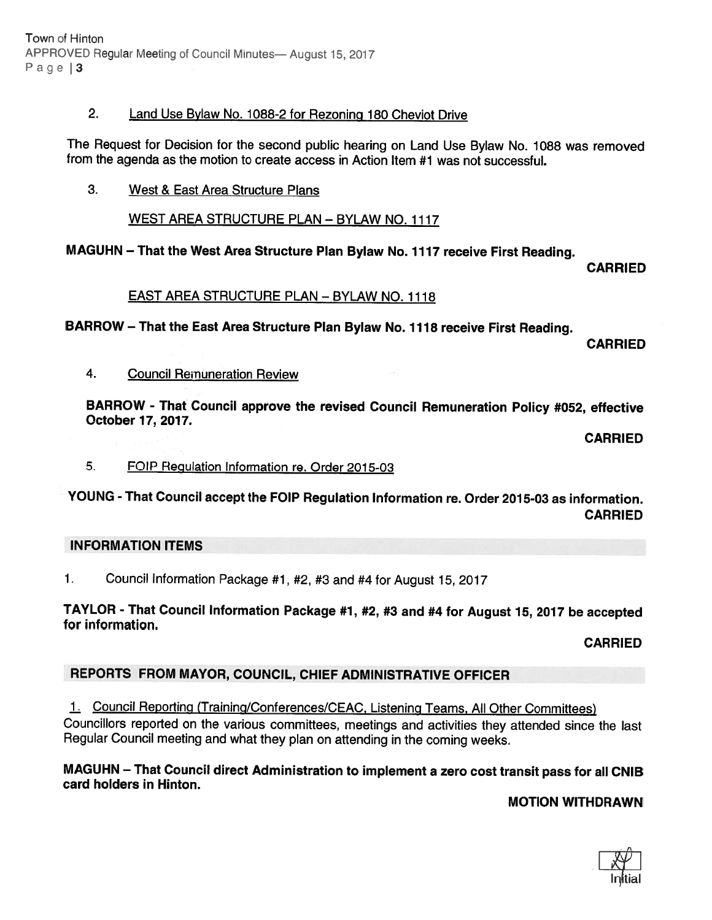2. Land Use Bylaw No. 1088-2 for Rezoning 180 Cheviot Drive

The Request for Decision for the second public hearing on Land Use Bylaw No. 1088 was removed from the agenda as the motion to create access in Action Item #1 was not successful.

3. West & East Area Structure Plans

WEST AREA STRUCTURE PLAN – BYLAW NO. 1117

**MAGUHN – That the West Area Structure Plan Bylaw No. 1117 receive First Reading.**

**CARRIED**

EAST AREA STRUCTURE PLAN – BYLAW NO. 1118

**BARROW – That the East Area Structure Plan Bylaw No. 1118 receive First Reading.**

**CARRIED**

4. Council Remuneration Review

**BARROW - That Council approve the revised Council Remuneration Policy #052, effective October 17, 2017.**

**CARRIED**

5. FOIP Regulation Information re. Order 2015-03

**YOUNG - That Council accept the FOIP Regulation Information re. Order 2015-03 as information.**

**CARRIED**

## INFORMATION ITEMS

1. Council Information Package #1, #2, #3 and #4 for August 15, 2017

**TAYLOR - That Council Information Package #1, #2, #3 and #4 for August 15, 2017 be accepted for information.**

**CARRIED**

## REPORTS FROM MAYOR, COUNCIL, CHIEF ADMINISTRATIVE OFFICER

1. Council Reporting (Training/Conferences/CEAC, Listening Teams, All Other Committees)

Councillors reported on the various committees, meetings and activities they attended since the last Regular Council meeting and what they plan on attending in the coming weeks.

**MAGUHN – That Council direct Administration to implement a zero cost transit pass for all CNIB card holders in Hinton.**

**MOTION WITHDRAWN**

Initial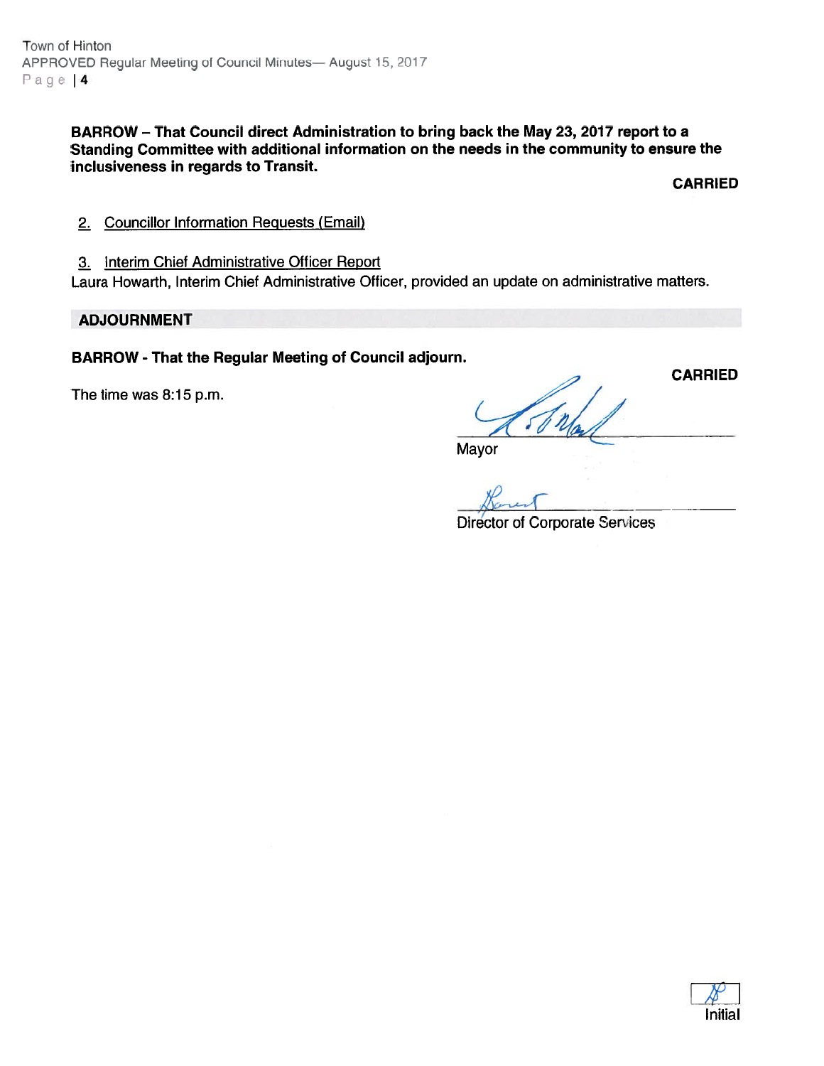**BARROW – That Council direct Administration to bring back the May 23, 2017 report to a Standing Committee with additional information on the needs in the community to ensure the inclusiveness in regards to Transit.**

**CARRIED**

2. Councillor Information Requests (Email)

3. Interim Chief Administrative Officer Report

Laura Howarth, Interim Chief Administrative Officer, provided an update on administrative matters.

## ADJOURNMENT

**BARROW - That the Regular Meeting of Council adjourn.**

**CARRIED**

The time was 8:15 p.m.

Mayor

Director of Corporate Services

Initial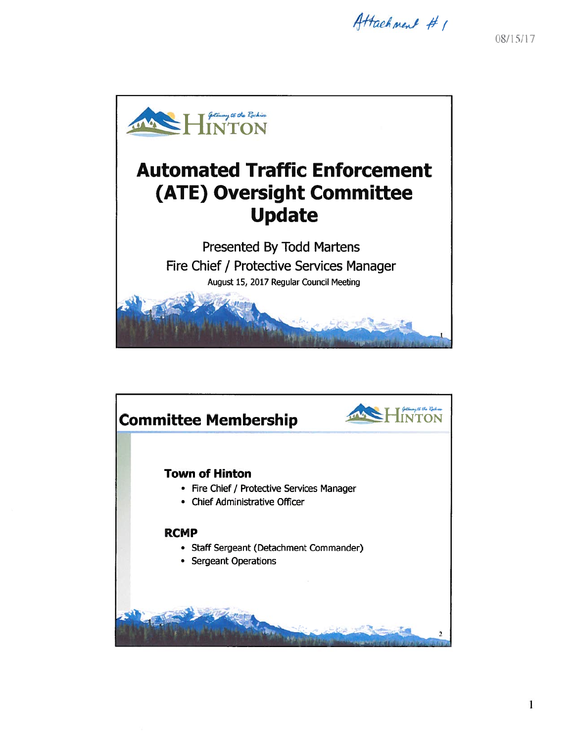Attachment #1

08/15/17

# Automated Traffic Enforcement (ATE) Oversight Committee Update

Presented By Todd Martens

Fire Chief / Protective Services Manager

August 15, 2017 Regular Council Meeting

## Committee Membership

**Town of Hinton**

- Fire Chief / Protective Services Manager
- Chief Administrative Officer

**RCMP**

- Staff Sergeant (Detachment Commander)
- Sergeant Operations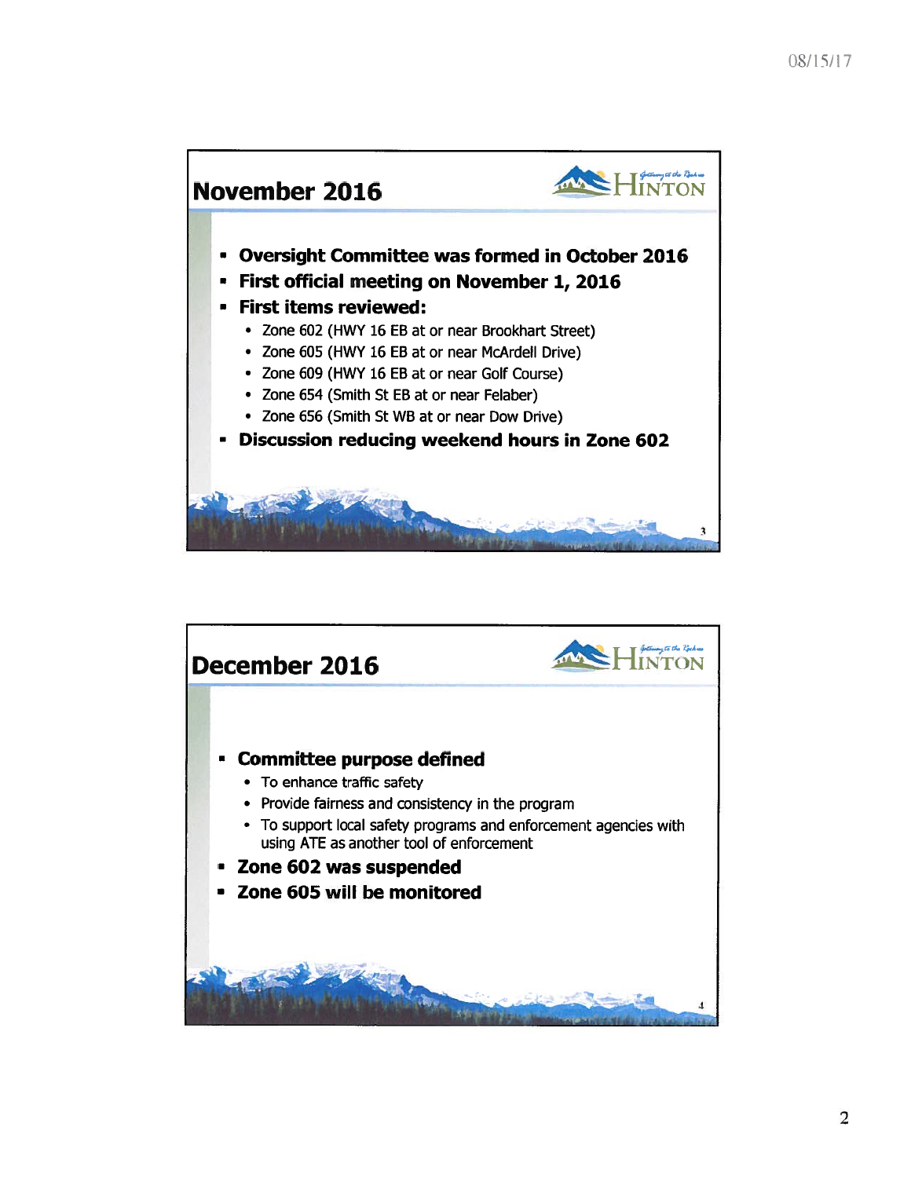## November 2016

- **Oversight Committee was formed in October 2016**
- **First official meeting on November 1, 2016**
- **First items reviewed:**
  - Zone 602 (HWY 16 EB at or near Brookhart Street)
  - Zone 605 (HWY 16 EB at or near McArdell Drive)
  - Zone 609 (HWY 16 EB at or near Golf Course)
  - Zone 654 (Smith St EB at or near Felaber)
  - Zone 656 (Smith St WB at or near Dow Drive)
- **Discussion reducing weekend hours in Zone 602**

## December 2016

- **Committee purpose defined**
  - To enhance traffic safety
  - Provide fairness and consistency in the program
  - To support local safety programs and enforcement agencies with using ATE as another tool of enforcement
- **Zone 602 was suspended**
- **Zone 605 will be monitored**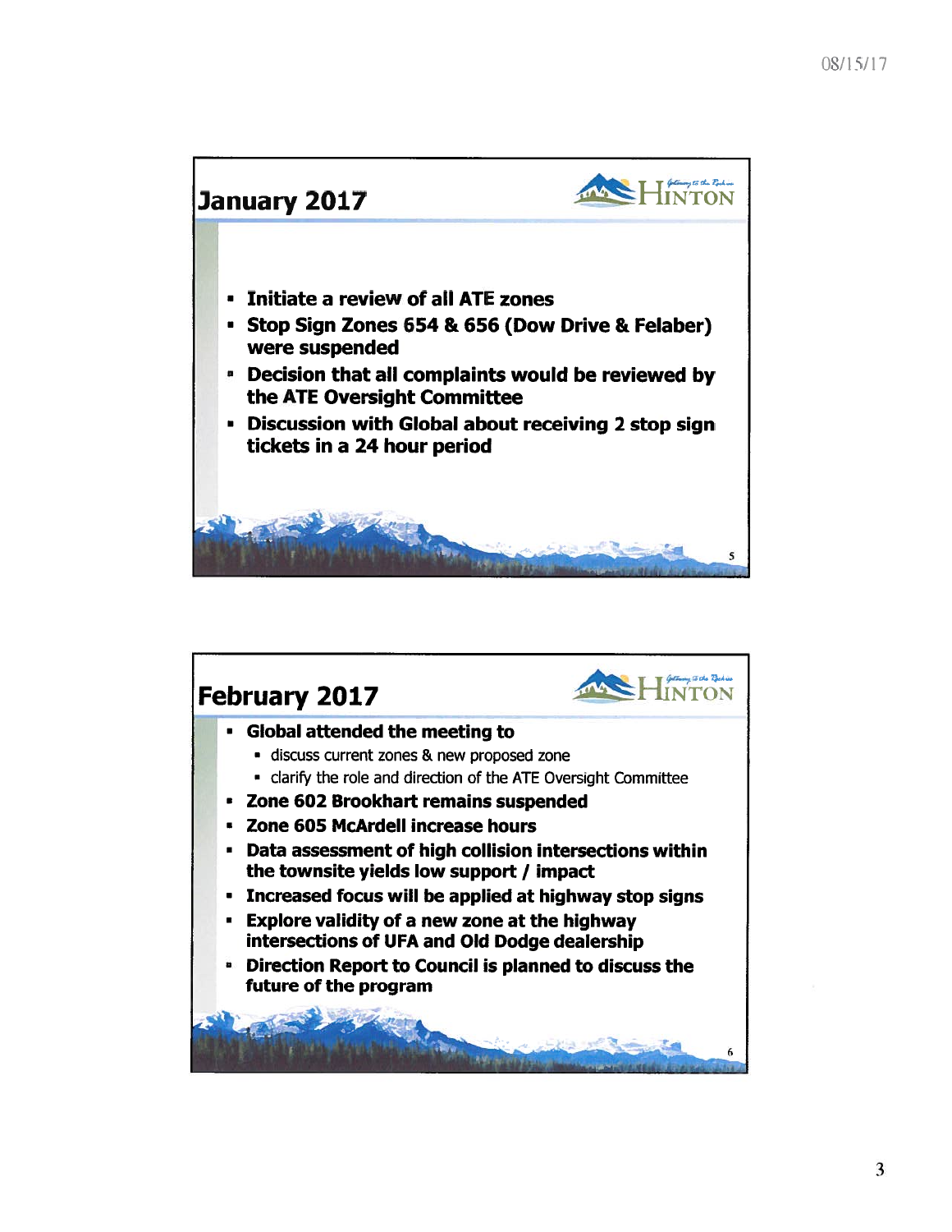## January 2017

- Initiate a review of all ATE zones
- Stop Sign Zones 654 & 656 (Dow Drive & Felaber) were suspended
- Decision that all complaints would be reviewed by the ATE Oversight Committee
- Discussion with Global about receiving 2 stop sign tickets in a 24 hour period

## February 2017

- Global attended the meeting to
  - discuss current zones & new proposed zone
  - clarify the role and direction of the ATE Oversight Committee
- Zone 602 Brookhart remains suspended
- Zone 605 McArdell increase hours
- Data assessment of high collision intersections within the townsite yields low support / impact
- Increased focus will be applied at highway stop signs
- Explore validity of a new zone at the highway intersections of UFA and Old Dodge dealership
- Direction Report to Council is planned to discuss the future of the program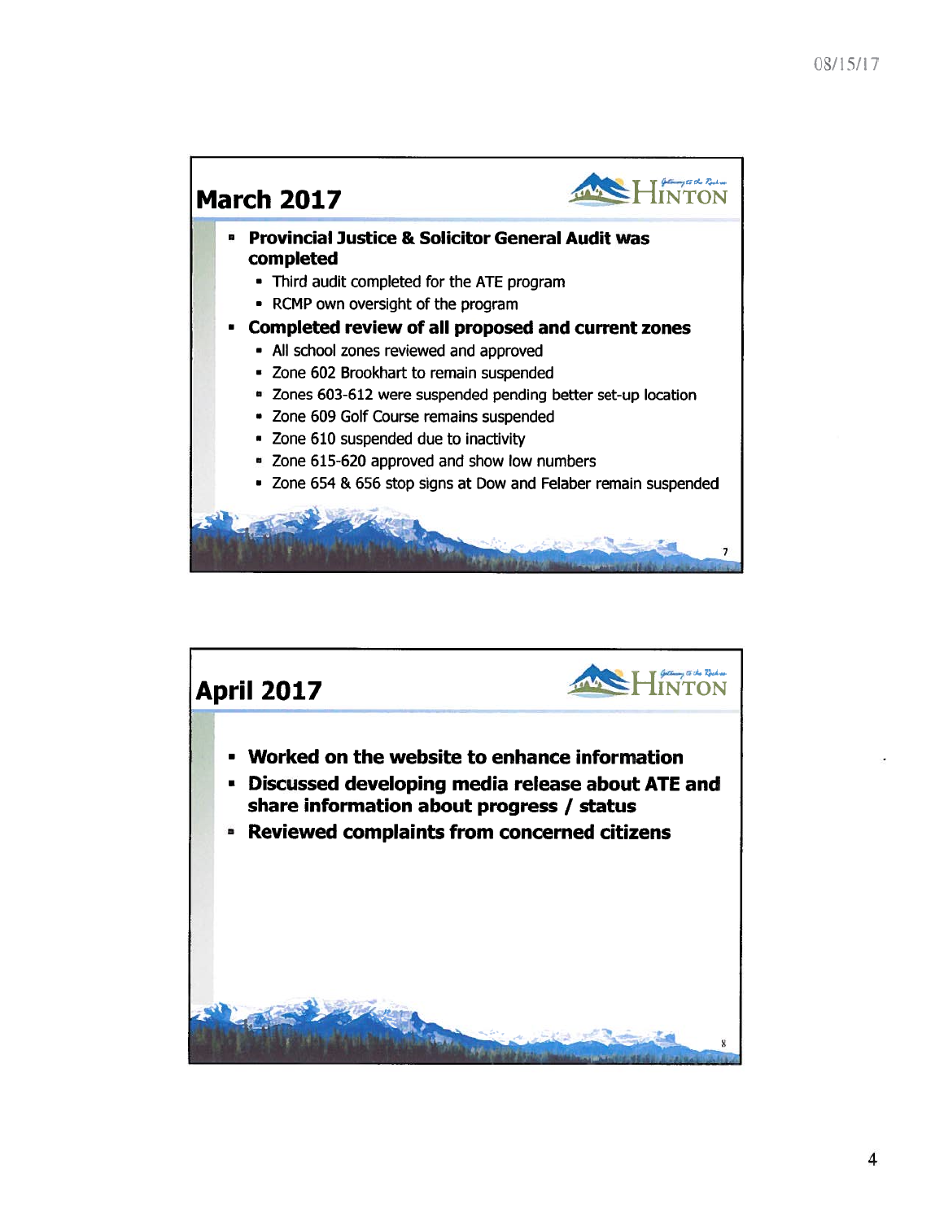## March 2017

- **Provincial Justice & Solicitor General Audit was completed**
  - Third audit completed for the ATE program
  - RCMP own oversight of the program
- **Completed review of all proposed and current zones**
  - All school zones reviewed and approved
  - Zone 602 Brookhart to remain suspended
  - Zones 603-612 were suspended pending better set-up location
  - Zone 609 Golf Course remains suspended
  - Zone 610 suspended due to inactivity
  - Zone 615-620 approved and show low numbers
  - Zone 654 & 656 stop signs at Dow and Felaber remain suspended

## April 2017

- **Worked on the website to enhance information**
- **Discussed developing media release about ATE and share information about progress / status**
- **Reviewed complaints from concerned citizens**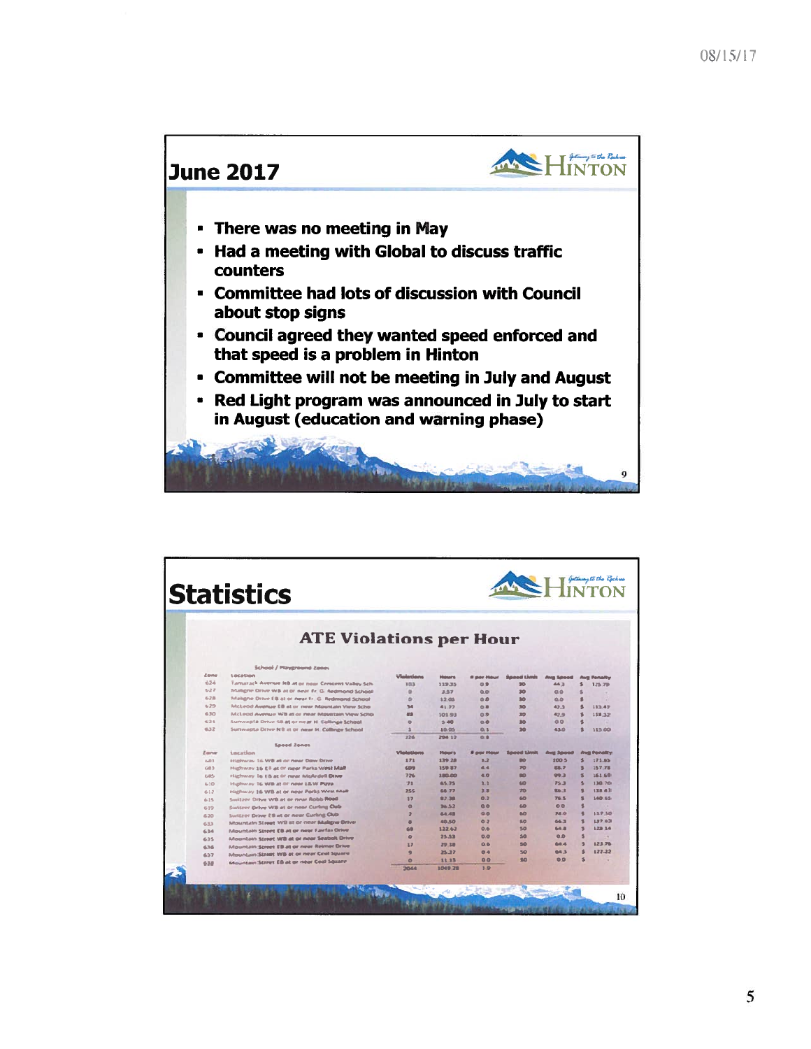## June 2017

- There was no meeting in May
- Had a meeting with Global to discuss traffic counters
- Committee had lots of discussion with Council about stop signs
- Council agreed they wanted speed enforced and that speed is a problem in Hinton
- Committee will not be meeting in July and August
- Red Light program was announced in July to start in August (education and warning phase)

## Statistics

### ATE Violations per Hour

School / Playground Zones

| Zone | Location | Violations | Hours | # per Hour | Speed Limit | Avg Speed | Avg Penalty |
|---|---|---|---|---|---|---|---|
| 624 | Tamarack Avenue NB at or near Crescent Valley Sch | 103 | 119.35 | 0.9 | 30 | 44.3 | $ 125.79 |
| 627 | Mallgne Drive WB at or near Fr. G. Redmond School | 0 | 2.57 | 0.0 | 30 | 0.0 | $ - |
| 628 | Maligne Drive EB at or near Fr. G. Redmond School | 0 | 12.05 | 0.0 | 30 | 0.0 | $ - |
| 629 | McLeod Avenue EB at or near Mountain View Scho | 34 | 41.77 | 0.8 | 30 | 42.5 | $ 113.47 |
| 630 | McLeod Avenue WB at or near Mountain View Scho | 88 | 101.93 | 0.9 | 30 | 42.9 | $ 118.32 |
| 631 | Sunwapta Drive SB at or near H. Collinge School | 0 | 5.40 | 0.0 | 30 | 0.0 | $ - |
| 632 | Sunwapta Drive NB at or near H. Collinge School | 1 | 10.05 | 0.1 | 30 | 43.0 | $ 113.00 |
| | | 226 | 294.12 | 0.8 | | | |

Speed Zones

| Zone | Location | Violations | Hours | # per Hour | Speed Limit | Avg Speed | Avg Penalty |
|---|---|---|---|---|---|---|---|
| 601 | Highway 16 WB at or near Dow Drive | 171 | 139.28 | 1.2 | 80 | 100.5 | $ 171.65 |
| 603 | Highway 16 EB at or near Parks West Mall | 699 | 159.87 | 4.4 | 70 | 88.7 | $ 157.78 |
| 605 | Highway 16 EB at or near McArdell Drive | 726 | 180.00 | 4.0 | 80 | 99.3 | $ 161.68 |
| 610 | Highway 16 WB at or near A&W Plaza | 71 | 65.75 | 1.1 | 60 | 75.3 | $ 130.70 |
| 612 | Highway 16 WB at or near Parks West Mall | 255 | 66.77 | 3.8 | 70 | 86.3 | $ 138.43 |
| 615 | Switzer Drive WB at or near Robb Road | 17 | 82.38 | 0.2 | 60 | 78.5 | $ 140.63 |
| 619 | Switzer Drive WB at or near Curling Club | 0 | 36.52 | 0.0 | 60 | 0.0 | $ - |
| 620 | Switzer Drive EB at or near Curling Club | 2 | 64.48 | 0.0 | 60 | 74.0 | $ 137.50 |
| 633 | Mountain Street WB at or near Maligne Drive | 8 | 40.50 | 0.2 | 50 | 66.3 | $ 137.63 |
| 634 | Mountain Street EB at or near Fairfax Drive | 68 | 122.62 | 0.6 | 50 | 64.8 | $ 128.14 |
| 635 | Mountain Street WB at or near Seabolt Drive | 0 | 25.53 | 0.0 | 50 | 0.0 | $ - |
| 636 | Mountain Street EB at or near Reimer Drive | 17 | 29.18 | 0.6 | 50 | 64.4 | $ 123.76 |
| 637 | Mountain Street WB at or near Coal Square | 9 | 25.27 | 0.4 | 50 | 64.3 | $ 122.22 |
| 638 | Mountain Street EB at or near Coal Square | 0 | 11.33 | 0.0 | 50 | 0.0 | $ - |
| | | 2044 | 1049.28 | 1.9 | | | |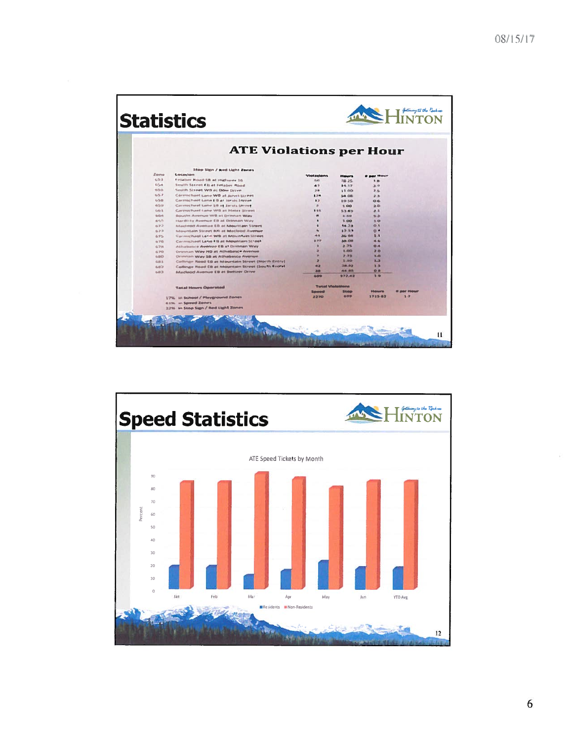## Statistics

### ATE Violations per Hour

Stop Sign / Red Light Zones

| Zone | Location | Violations | Hours | # per Hour |
|---|---|---|---|---|
| 653 | Pelabon Road SB at Highway 16 | 50 | 28.25 | 1.8 |
| 654 | Smith Street EB at Pelabon Road | 43 | 14.57 | 3.0 |
| 656 | Smith Street WB at Dow Drive | 28 | 11.00 | 2.5 |
| 657 | Carmichael Lane WB at Jarvis Street | 124 | 54.08 | 2.3 |
| 658 | Carmichael Lane EB at Jarvis Street | 12 | 19.50 | 0.6 |
| 659 | Carmichael Lane SB at Jarvis Street | 2 | 1.00 | 2.0 |
| 661 | Carmichael Lane WB at Maier Street | 116 | 53.83 | 2.1 |
| 664 | Boutin Avenue WB at Drinnan Way | 8 | 1.50 | 5.3 |
| 665 | Hardisty Avenue EB at Drinnan Way | 1 | 1.00 | 1.0 |
| 672 | Macleod Avenue EB at Mountain Street | 1 | 14.23 | 0.1 |
| 673 | Mountain Street NB at Macleod Avenue | 5 | 12.33 | 0.4 |
| 675 | Carmichael Lane WB at Mountain Street | 41 | 36.68 | 1.1 |
| 676 | Carmichael Lane EB at Mountain Street | 177 | 38.08 | 4.6 |
| 678 | Athabasca Avenue EB at Drinnan Way | 1 | 2.75 | 0.4 |
| 679 | Drinnan Way NB at Athabasca Avenue | 2 | 1.00 | 2.0 |
| 680 | Drinnan Way SB at Athabasca Avenue | 7 | 7.33 | 1.0 |
| 681 | Collinge Road EB at Mountain Street (North Entry) | 2 | 1.50 | 1.3 |
| 682 | Collinge Road EB at Mountain Street (South Entry) | 42 | 28.92 | 1.5 |
| 683 | Macleod Avenue EB at Switzer Drive | 38 | 44.85 | 0.8 |
| | | 699 | 372.42 | 1.9 |

Total Hours Operated

17% in School / Playground Zones
61% in Speed Zones
22% in Stop Sign / Red Light Zones

| Total Violations Speed | Total Violations Stop | Hours | # per Hour |
|---|---|---|---|
| 2270 | 699 | 1715.82 | 1.7 |

## Speed Statistics

ATE Speed Tickets by Month

(Chart: Percent of ATE speed tickets by month — Residents vs. Non-Residents; Jan, Feb, Mar, Apr, May, Jun, YTD Avg)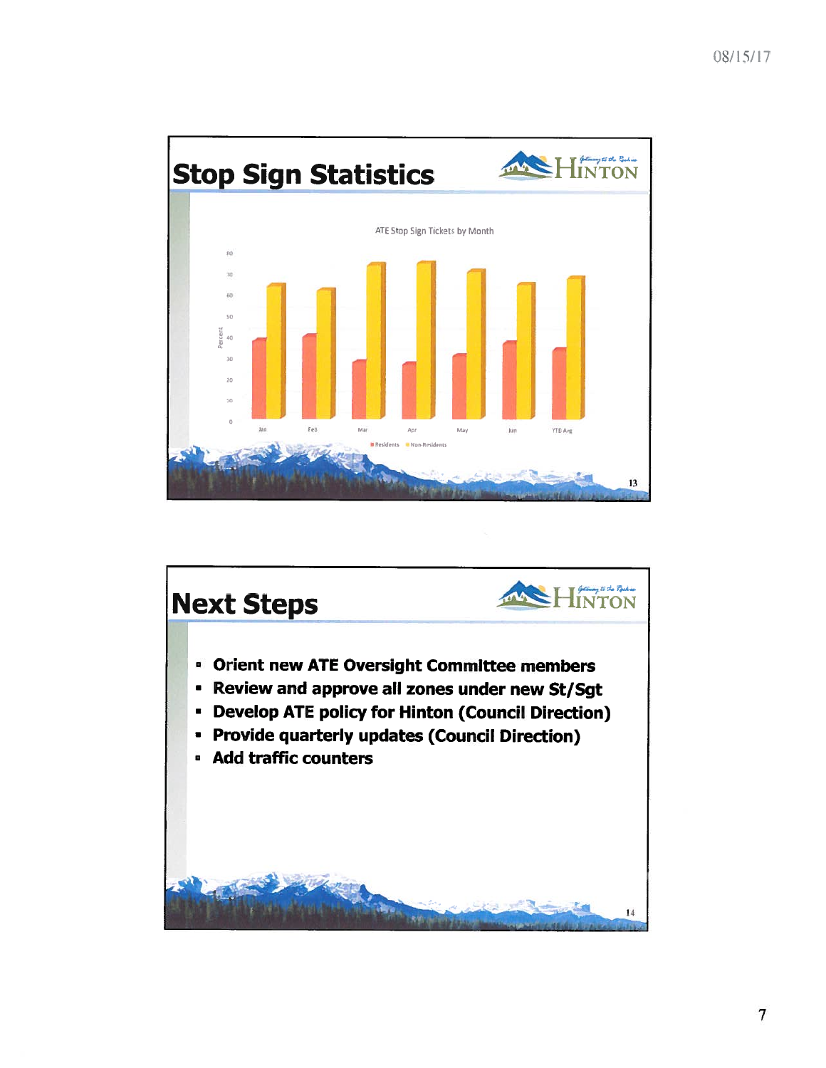## Stop Sign Statistics

ATE Stop Sign Tickets by Month

| Month | Residents (%) | Non-Residents (%) |
|---|---|---|
| Jan | ~39 | ~65 |
| Feb | ~41 | ~63 |
| Mar | ~28 | ~74 |
| Apr | ~27 | ~75 |
| May | ~31 | ~71 |
| Jun | ~37 | ~65 |
| YTD Avg | ~34 | ~68 |

## Next Steps

- Orient new ATE Oversight Committee members
- Review and approve all zones under new St/Sgt
- Develop ATE policy for Hinton (Council Direction)
- Provide quarterly updates (Council Direction)
- Add traffic counters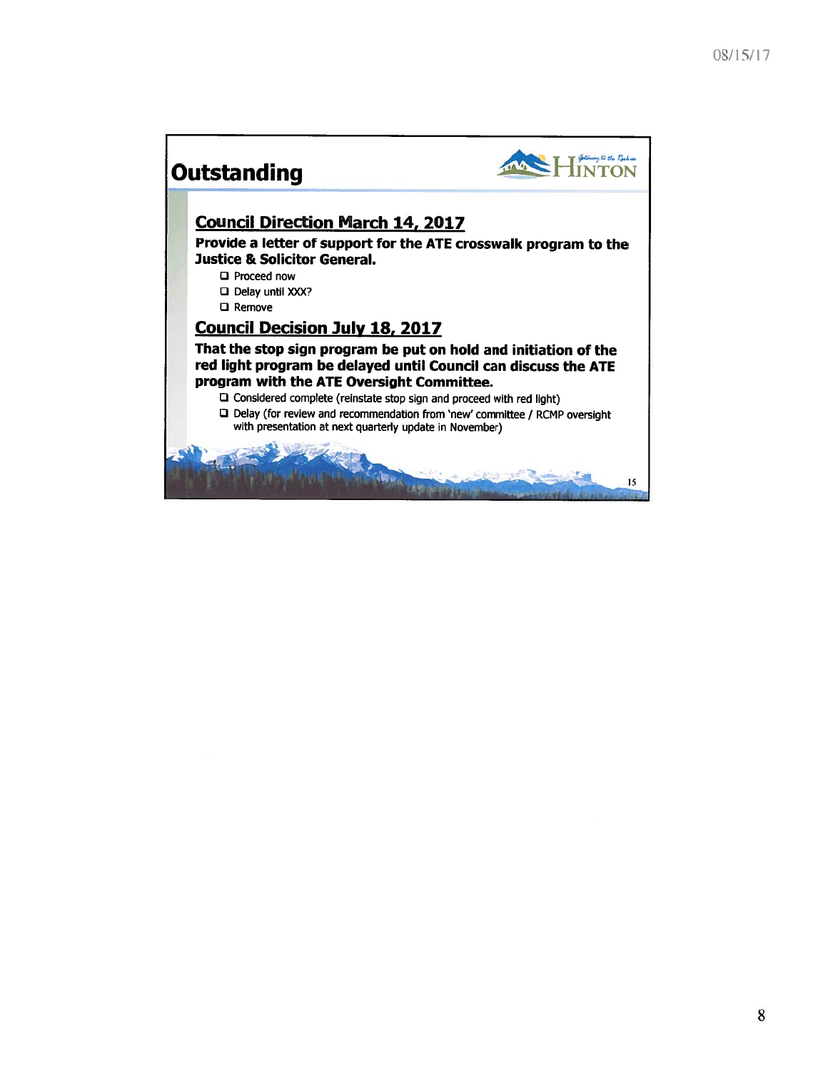# Outstanding

## Council Direction March 14, 2017

**Provide a letter of support for the ATE crosswalk program to the Justice & Solicitor General.**

- ❑ Proceed now
- ❑ Delay until XXX?
- ❑ Remove

## Council Decision July 18, 2017

**That the stop sign program be put on hold and initiation of the red light program be delayed until Council can discuss the ATE program with the ATE Oversight Committee.**

- ❑ Considered complete (reinstate stop sign and proceed with red light)
- ❑ Delay (for review and recommendation from 'new' committee / RCMP oversight with presentation at next quarterly update in November)